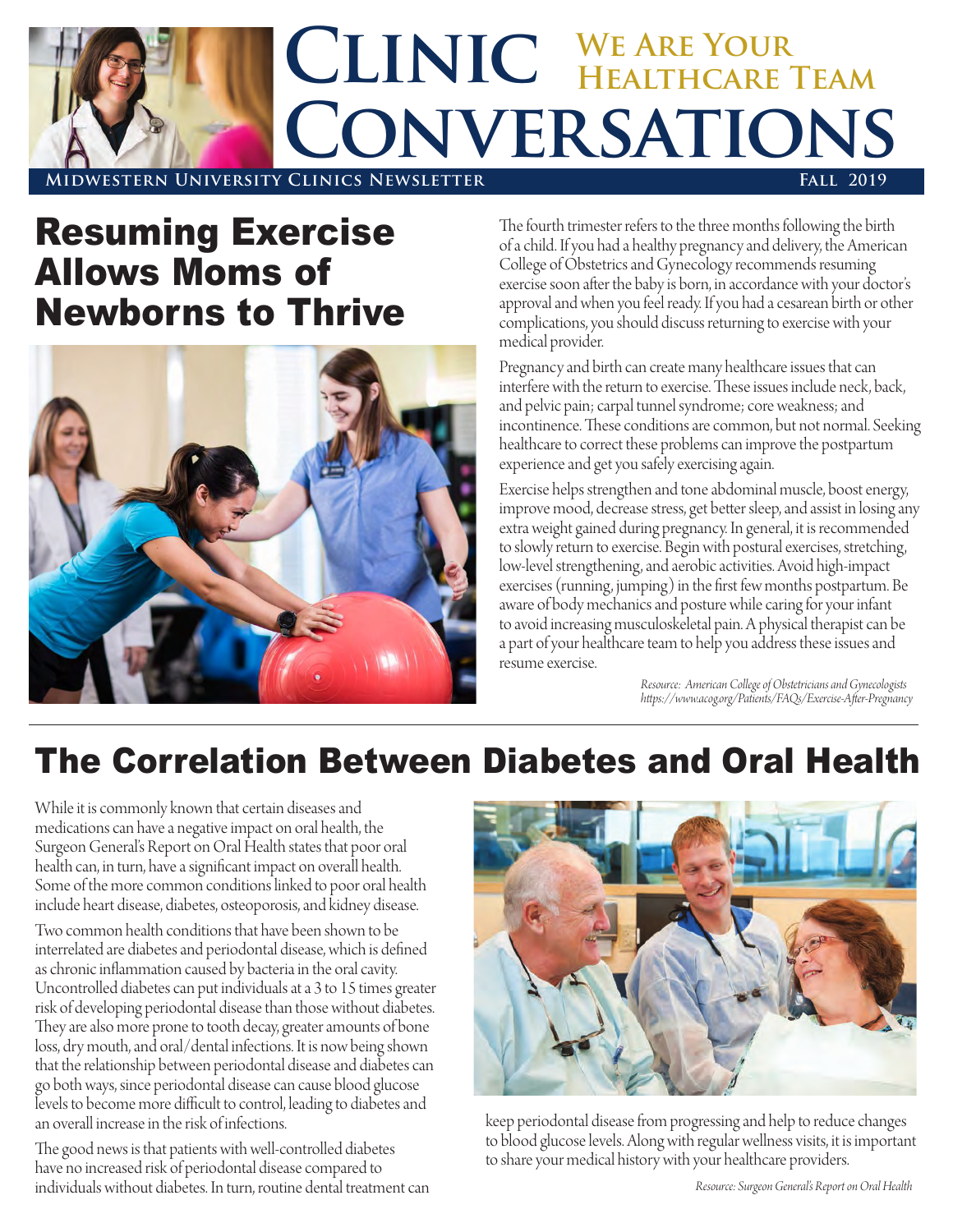# Clinic Conversations

**We Are Your Healthcare Team**

**Midwestern University Clinics Newsletter** **Fall 2019**

## Resuming Exercise Allows Moms of Newborns to Thrive

The fourth trimester refers to the three months following the birth of a child. If you had a healthy pregnancy and delivery, the American College of Obstetrics and Gynecology recommends resuming exercise soon after the baby is born, in accordance with your doctor's approval and when you feel ready. If you had a cesarean birth or other complications, you should discuss returning to exercise with your medical provider.

Pregnancy and birth can create many healthcare issues that can interfere with the return to exercise. These issues include neck, back, and pelvic pain; carpal tunnel syndrome; core weakness; and incontinence. These conditions are common, but not normal. Seeking healthcare to correct these problems can improve the postpartum experience and get you safely exercising again.

Exercise helps strengthen and tone abdominal muscle, boost energy, improve mood, decrease stress, get better sleep, and assist in losing any extra weight gained during pregnancy. In general, it is recommended to slowly return to exercise. Begin with postural exercises, stretching, low-level strengthening, and aerobic activities. Avoid high-impact exercises (running, jumping) in the first few months postpartum. Be aware of body mechanics and posture while caring for your infant to avoid increasing musculoskeletal pain. A physical therapist can be a part of your healthcare team to help you address these issues and resume exercise.

*Resource: American College of Obstetricians and Gynecologists https://www.acog.org/Patients/FAQs/Exercise-After-Pregnancy*

## The Correlation Between Diabetes and Oral Health

While it is commonly known that certain diseases and medications can have a negative impact on oral health, the Surgeon General's Report on Oral Health states that poor oral health can, in turn, have a significant impact on overall health. Some of the more common conditions linked to poor oral health include heart disease, diabetes, osteoporosis, and kidney disease.

Two common health conditions that have been shown to be interrelated are diabetes and periodontal disease, which is defined as chronic inflammation caused by bacteria in the oral cavity. Uncontrolled diabetes can put individuals at a 3 to 15 times greater risk of developing periodontal disease than those without diabetes. They are also more prone to tooth decay, greater amounts of bone loss, dry mouth, and oral/dental infections. It is now being shown that the relationship between periodontal disease and diabetes can go both ways, since periodontal disease can cause blood glucose levels to become more difficult to control, leading to diabetes and an overall increase in the risk of infections.

The good news is that patients with well-controlled diabetes have no increased risk of periodontal disease compared to individuals without diabetes. In turn, routine dental treatment can keep periodontal disease from progressing and help to reduce changes to blood glucose levels. Along with regular wellness visits, it is important to share your medical history with your healthcare providers.

*Resource: Surgeon General's Report on Oral Health*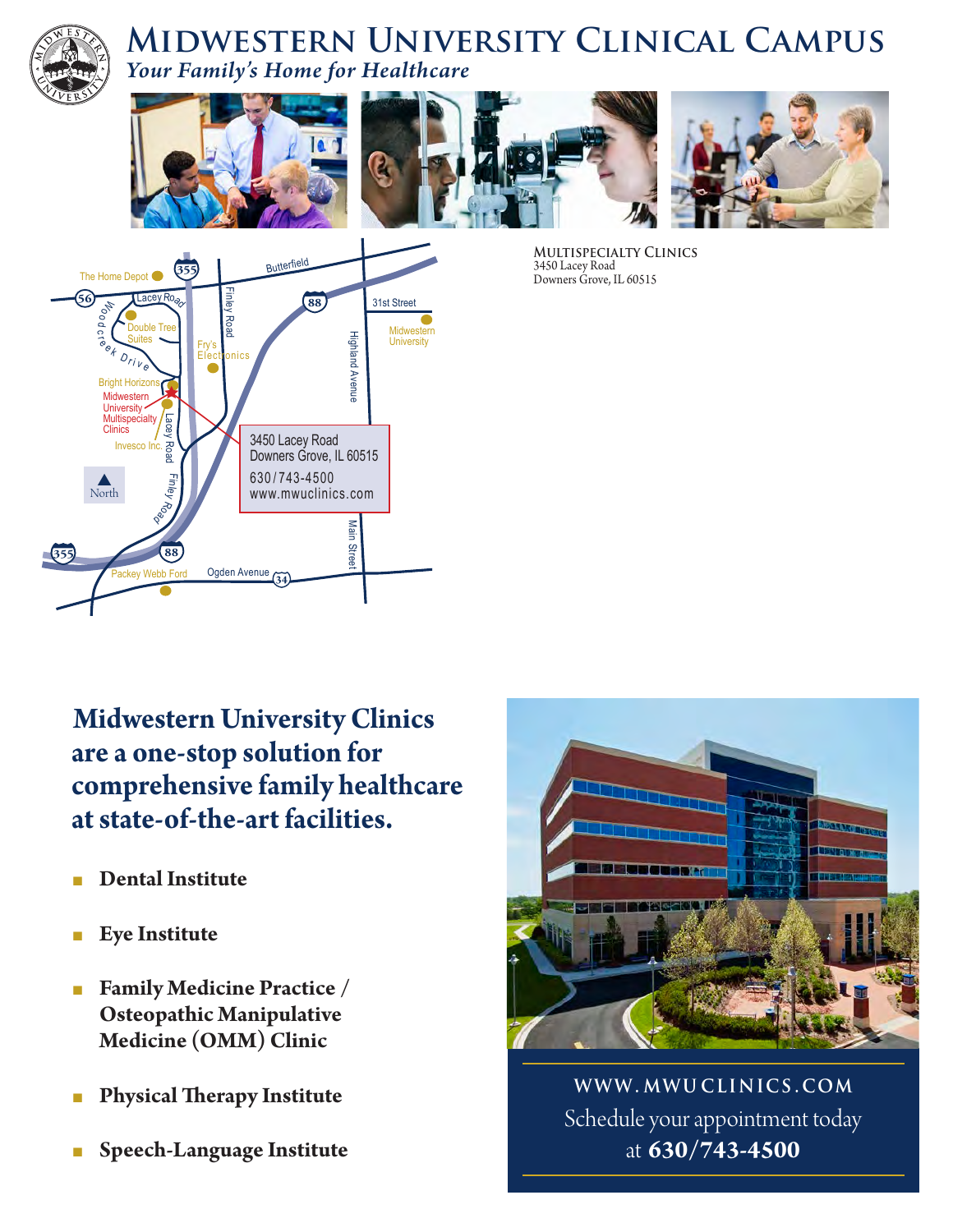# Midwestern University Clinical Campus

*Your Family's Home for Healthcare*

3450 Lacey Road
Downers Grove, IL 60515
630/743-4500
www.mwuclinics.com

**Multispecialty Clinics**
3450 Lacey Road
Downers Grove, IL 60515

## Midwestern University Clinics are a one-stop solution for comprehensive family healthcare at state-of-the-art facilities.

- **Dental Institute**
- **Eye Institute**
- **Family Medicine Practice / Osteopathic Manipulative Medicine (OMM) Clinic**
- **Physical Therapy Institute**
- **Speech-Language Institute**

WWW.MWUCLINICS.COM

Schedule your appointment today at **630/743-4500**